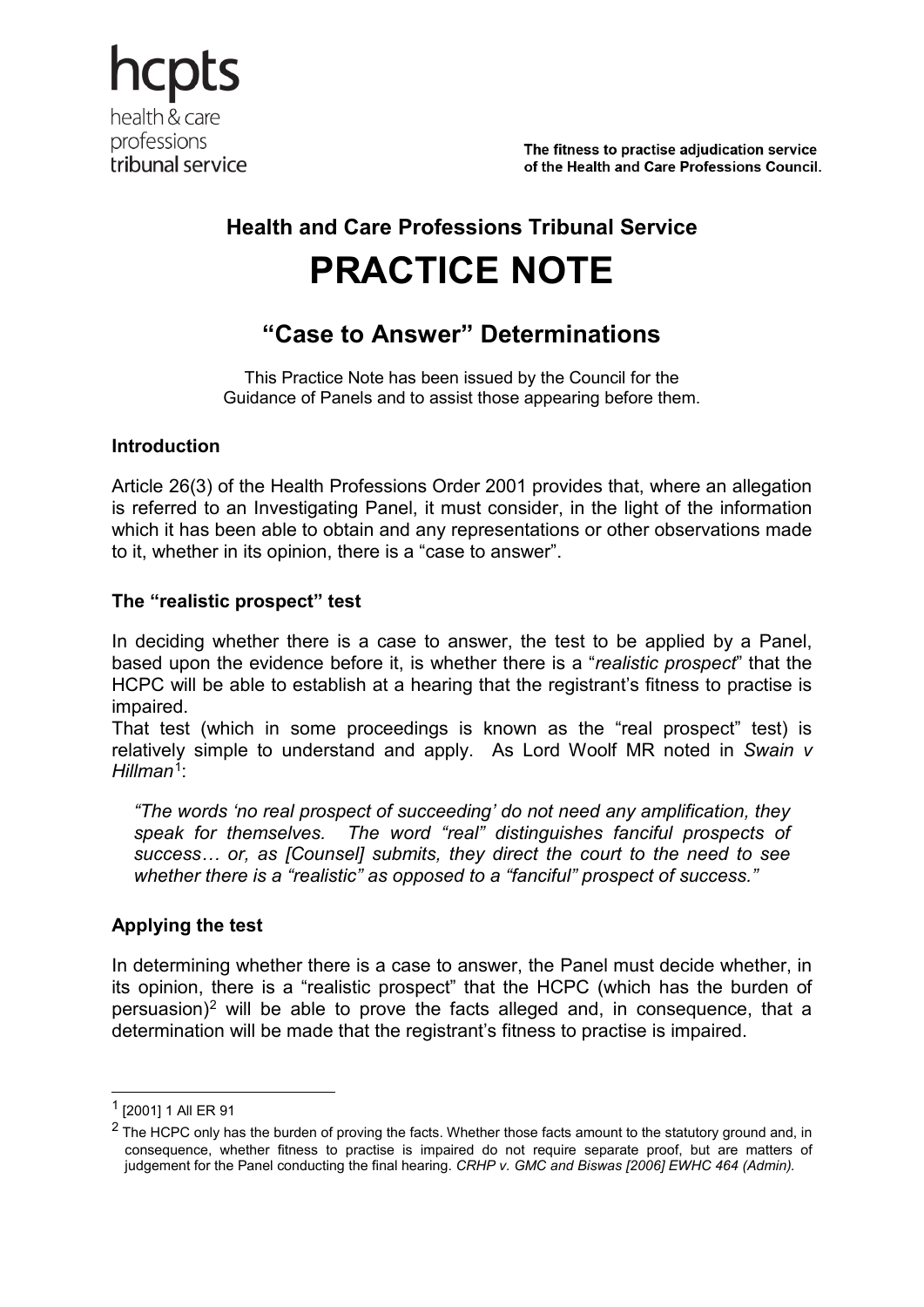hcpts
health & care
professions
tribunal service

The fitness to practise adjudication service
of the Health and Care Professions Council.

## Health and Care Professions Tribunal Service

# PRACTICE NOTE

## "Case to Answer" Determinations

This Practice Note has been issued by the Council for the Guidance of Panels and to assist those appearing before them.

### Introduction

Article 26(3) of the Health Professions Order 2001 provides that, where an allegation is referred to an Investigating Panel, it must consider, in the light of the information which it has been able to obtain and any representations or other observations made to it, whether in its opinion, there is a "case to answer".

### The "realistic prospect" test

In deciding whether there is a case to answer, the test to be applied by a Panel, based upon the evidence before it, is whether there is a "*realistic prospect*" that the HCPC will be able to establish at a hearing that the registrant's fitness to practise is impaired.

That test (which in some proceedings is known as the "real prospect" test) is relatively simple to understand and apply. As Lord Woolf MR noted in *Swain v Hillman*[1]:

> *"The words 'no real prospect of succeeding' do not need any amplification, they speak for themselves. The word "real" distinguishes fanciful prospects of success… or, as [Counsel] submits, they direct the court to the need to see whether there is a "realistic" as opposed to a "fanciful" prospect of success."*

### Applying the test

In determining whether there is a case to answer, the Panel must decide whether, in its opinion, there is a "realistic prospect" that the HCPC (which has the burden of persuasion)[2] will be able to prove the facts alleged and, in consequence, that a determination will be made that the registrant's fitness to practise is impaired.

---

[1] [2001] 1 All ER 91

[2] The HCPC only has the burden of proving the facts. Whether those facts amount to the statutory ground and, in consequence, whether fitness to practise is impaired do not require separate proof, but are matters of judgement for the Panel conducting the final hearing. *CRHP v. GMC and Biswas [2006] EWHC 464 (Admin).*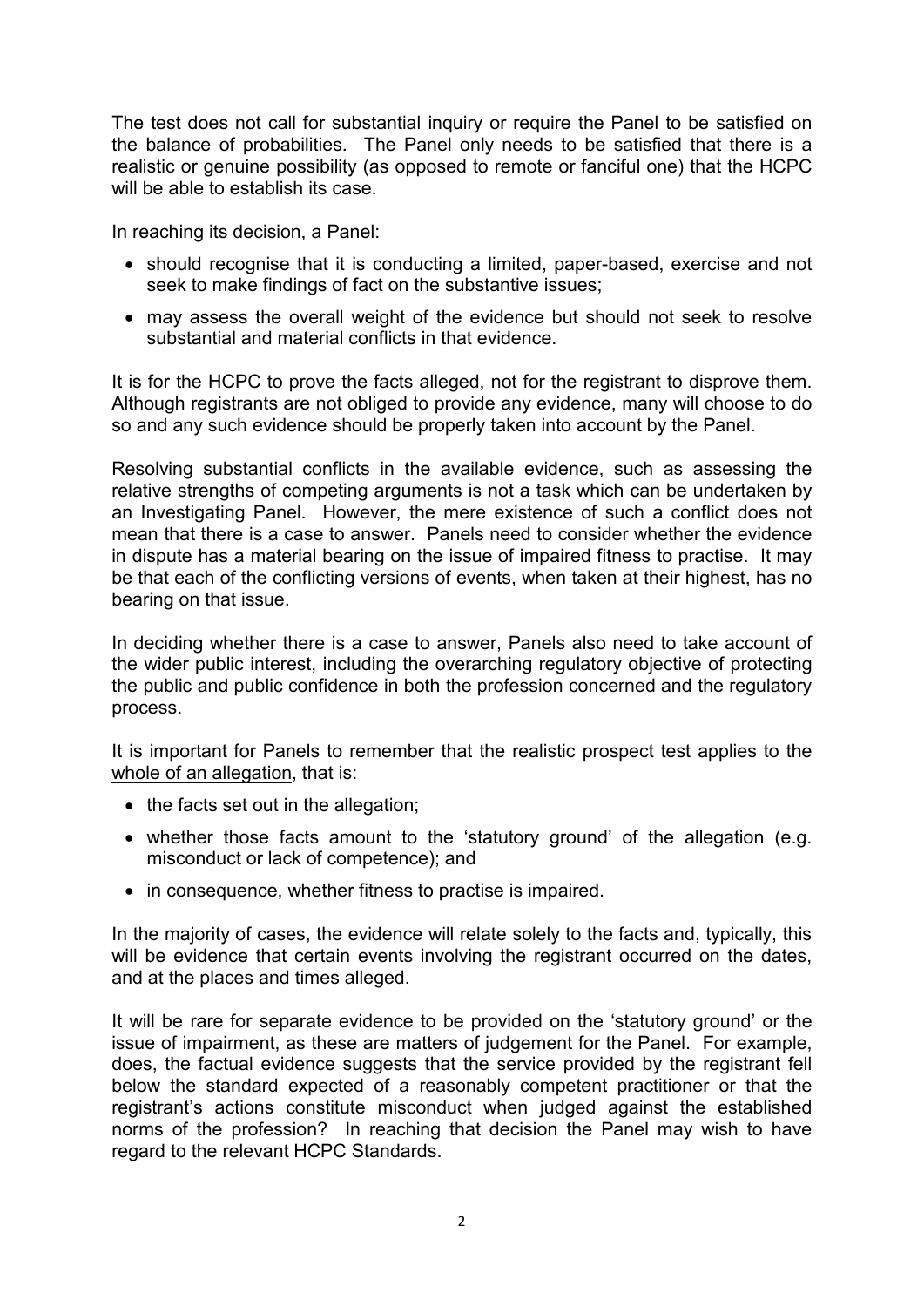The test <u>does not</u> call for substantial inquiry or require the Panel to be satisfied on the balance of probabilities. The Panel only needs to be satisfied that there is a realistic or genuine possibility (as opposed to remote or fanciful one) that the HCPC will be able to establish its case.

In reaching its decision, a Panel:

- should recognise that it is conducting a limited, paper-based, exercise and not seek to make findings of fact on the substantive issues;
- may assess the overall weight of the evidence but should not seek to resolve substantial and material conflicts in that evidence.

It is for the HCPC to prove the facts alleged, not for the registrant to disprove them. Although registrants are not obliged to provide any evidence, many will choose to do so and any such evidence should be properly taken into account by the Panel.

Resolving substantial conflicts in the available evidence, such as assessing the relative strengths of competing arguments is not a task which can be undertaken by an Investigating Panel. However, the mere existence of such a conflict does not mean that there is a case to answer. Panels need to consider whether the evidence in dispute has a material bearing on the issue of impaired fitness to practise. It may be that each of the conflicting versions of events, when taken at their highest, has no bearing on that issue.

In deciding whether there is a case to answer, Panels also need to take account of the wider public interest, including the overarching regulatory objective of protecting the public and public confidence in both the profession concerned and the regulatory process.

It is important for Panels to remember that the realistic prospect test applies to the <u>whole of an allegation</u>, that is:

- the facts set out in the allegation;
- whether those facts amount to the 'statutory ground' of the allegation (e.g. misconduct or lack of competence); and
- in consequence, whether fitness to practise is impaired.

In the majority of cases, the evidence will relate solely to the facts and, typically, this will be evidence that certain events involving the registrant occurred on the dates, and at the places and times alleged.

It will be rare for separate evidence to be provided on the 'statutory ground' or the issue of impairment, as these are matters of judgement for the Panel. For example, does, the factual evidence suggests that the service provided by the registrant fell below the standard expected of a reasonably competent practitioner or that the registrant's actions constitute misconduct when judged against the established norms of the profession? In reaching that decision the Panel may wish to have regard to the relevant HCPC Standards.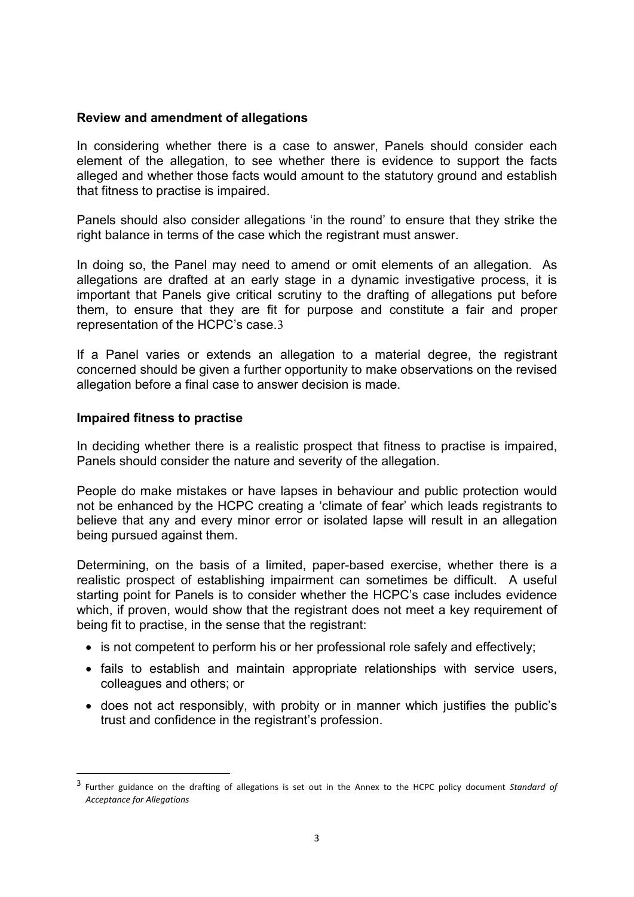### Review and amendment of allegations

In considering whether there is a case to answer, Panels should consider each element of the allegation, to see whether there is evidence to support the facts alleged and whether those facts would amount to the statutory ground and establish that fitness to practise is impaired.

Panels should also consider allegations 'in the round' to ensure that they strike the right balance in terms of the case which the registrant must answer.

In doing so, the Panel may need to amend or omit elements of an allegation. As allegations are drafted at an early stage in a dynamic investigative process, it is important that Panels give critical scrutiny to the drafting of allegations put before them, to ensure that they are fit for purpose and constitute a fair and proper representation of the HCPC's case.[3]

If a Panel varies or extends an allegation to a material degree, the registrant concerned should be given a further opportunity to make observations on the revised allegation before a final case to answer decision is made.

### Impaired fitness to practise

In deciding whether there is a realistic prospect that fitness to practise is impaired, Panels should consider the nature and severity of the allegation.

People do make mistakes or have lapses in behaviour and public protection would not be enhanced by the HCPC creating a 'climate of fear' which leads registrants to believe that any and every minor error or isolated lapse will result in an allegation being pursued against them.

Determining, on the basis of a limited, paper-based exercise, whether there is a realistic prospect of establishing impairment can sometimes be difficult. A useful starting point for Panels is to consider whether the HCPC's case includes evidence which, if proven, would show that the registrant does not meet a key requirement of being fit to practise, in the sense that the registrant:

- is not competent to perform his or her professional role safely and effectively;
- fails to establish and maintain appropriate relationships with service users, colleagues and others; or
- does not act responsibly, with probity or in manner which justifies the public's trust and confidence in the registrant's profession.

---

[3] Further guidance on the drafting of allegations is set out in the Annex to the HCPC policy document *Standard of Acceptance for Allegations*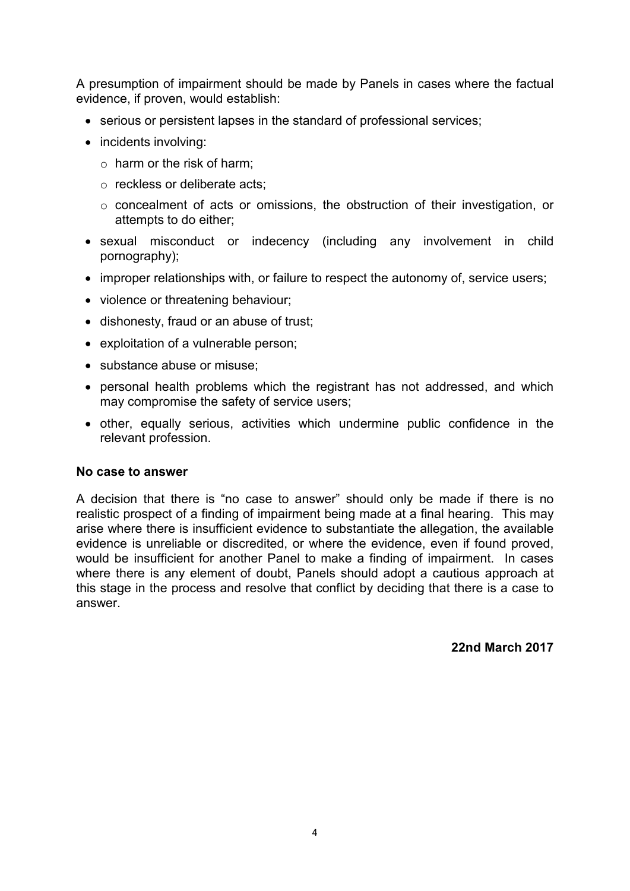A presumption of impairment should be made by Panels in cases where the factual evidence, if proven, would establish:

- serious or persistent lapses in the standard of professional services;
- incidents involving:
  - harm or the risk of harm;
  - reckless or deliberate acts;
  - concealment of acts or omissions, the obstruction of their investigation, or attempts to do either;
- sexual misconduct or indecency (including any involvement in child pornography);
- improper relationships with, or failure to respect the autonomy of, service users;
- violence or threatening behaviour;
- dishonesty, fraud or an abuse of trust;
- exploitation of a vulnerable person;
- substance abuse or misuse;
- personal health problems which the registrant has not addressed, and which may compromise the safety of service users;
- other, equally serious, activities which undermine public confidence in the relevant profession.

**No case to answer**

A decision that there is "no case to answer" should only be made if there is no realistic prospect of a finding of impairment being made at a final hearing. This may arise where there is insufficient evidence to substantiate the allegation, the available evidence is unreliable or discredited, or where the evidence, even if found proved, would be insufficient for another Panel to make a finding of impairment. In cases where there is any element of doubt, Panels should adopt a cautious approach at this stage in the process and resolve that conflict by deciding that there is a case to answer.

**22nd March 2017**